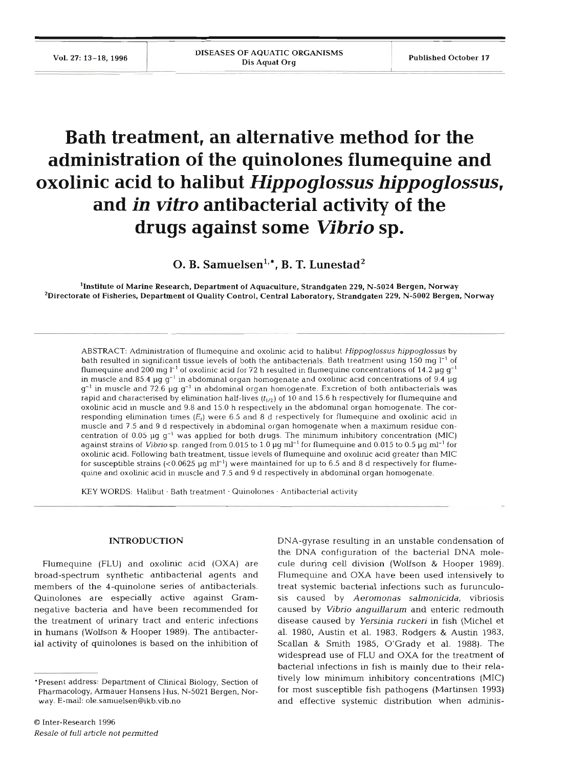# Bath treatment, an alternative method for the administration of the quinolones flumequine and oxolinic acid to halibut *Hippoglossus hippoglossus*, and *in vitro* antibacterial activity of the drugs against some *Vibrio* sp.

**O. B. Samuelsen[1,*], B. T. Lunestad[2]**

[1]Institute of Marine Research, Department of Aquaculture, Strandgaten 229, N-5024 Bergen, Norway
[2]Directorate of Fisheries, Department of Quality Control, Central Laboratory, Strandgaten 229, N-5002 Bergen, Norway

ABSTRACT: Administration of flumequine and oxolinic acid to halibut *Hippoglossus hippoglossus* by bath resulted in significant tissue levels of both the antibacterials. Bath treatment using 150 mg $l^{-1}$ of flumequine and 200 mg $l^{-1}$ of oxolinic acid for 72 h resulted in flumequine concentrations of 14.2 µg $g^{-1}$ in muscle and 85.4 µg $g^{-1}$ in abdominal organ homogenate and oxolinic acid concentrations of 9.4 µg $g^{-1}$ in muscle and 72.6 µg $g^{-1}$ in abdominal organ homogenate. Excretion of both antibacterials was rapid and characterised by elimination half-lives ($t_{1/2}$) of 10 and 15.6 h respectively for flumequine and oxolinic acid in muscle and 9.8 and 15.0 h respectively in the abdominal organ homogenate. The corresponding elimination times ($E_t$) were 6.5 and 8 d respectively for flumequine and oxolinic acid in muscle and 7.5 and 9 d respectively in abdominal organ homogenate when a maximum residue concentration of 0.05 µg $g^{-1}$ was applied for both drugs. The minimum inhibitory concentration (MIC) against strains of *Vibrio* sp. ranged from 0.015 to 1.0 µg $ml^{-1}$ for flumequine and 0.015 to 0.5 µg $ml^{-1}$ for oxolinic acid. Following bath treatment, tissue levels of flumequine and oxolinic acid greater than MIC for susceptible strains (<0.0625 µg $ml^{-1}$) were maintained for up to 6.5 and 8 d respectively for flumequine and oxolinic acid in muscle and 7.5 and 9 d respectively in abdominal organ homogenate.

KEY WORDS: Halibut · Bath treatment · Quinolones · Antibacterial activity

## INTRODUCTION

Flumequine (FLU) and oxolinic acid (OXA) are broad-spectrum synthetic antibacterial agents and members of the 4-quinolone series of antibacterials. Quinolones are especially active against Gram-negative bacteria and have been recommended for the treatment of urinary tract and enteric infections in humans (Wolfson & Hooper 1989). The antibacterial activity of quinolones is based on the inhibition of DNA-gyrase resulting in an unstable condensation of the DNA configuration of the bacterial DNA molecule during cell division (Wolfson & Hooper 1989). Flumequine and OXA have been used intensively to treat systemic bacterial infections such as furunculosis caused by *Aeromonas salmonicida*, vibriosis caused by *Vibrio anguillarum* and enteric redmouth disease caused by *Yersinia ruckeri* in fish (Michel et al. 1980, Austin et al. 1983, Rodgers & Austin 1983, Scallan & Smith 1985, O'Grady et al. 1988). The widespread use of FLU and OXA for the treatment of bacterial infections in fish is mainly due to their relatively low minimum inhibitory concentrations (MIC) for most susceptible fish pathogens (Martinsen 1993) and effective systemic distribution when adminis-

*Present address: Department of Clinical Biology, Section of Pharmacology, Armauer Hansens Hus, N-5021 Bergen, Norway. E-mail: ole.samuelsen@ikb.vib.no

© Inter-Research 1996
*Resale of full article not permitted*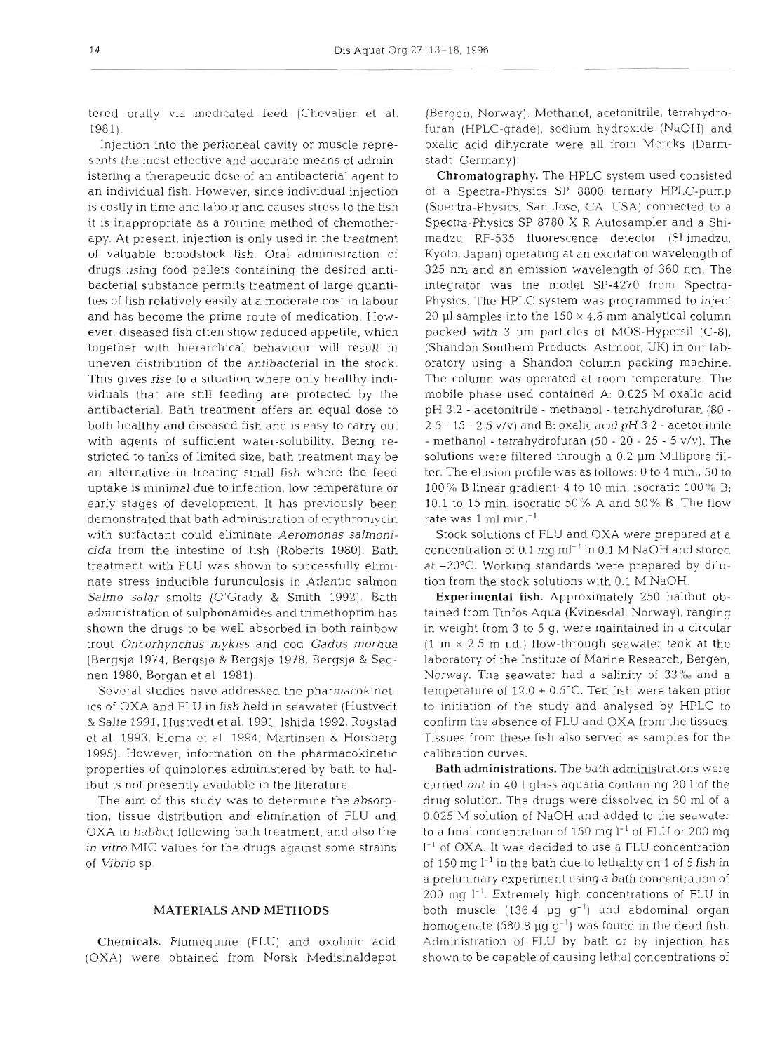tered orally via medicated feed (Chevalier et al. 1981).

Injection into the peritoneal cavity or muscle represents the most effective and accurate means of administering a therapeutic dose of an antibacterial agent to an individual fish. However, since individual injection is costly in time and labour and causes stress to the fish it is inappropriate as a routine method of chemotherapy. At present, injection is only used in the treatment of valuable broodstock fish. Oral administration of drugs using food pellets containing the desired antibacterial substance permits treatment of large quantities of fish relatively easily at a moderate cost in labour and has become the prime route of medication. However, diseased fish often show reduced appetite, which together with hierarchical behaviour will result in uneven distribution of the antibacterial in the stock. This gives rise to a situation where only healthy individuals that are still feeding are protected by the antibacterial. Bath treatment offers an equal dose to both healthy and diseased fish and is easy to carry out with agents of sufficient water-solubility. Being restricted to tanks of limited size, bath treatment may be an alternative in treating small fish where the feed uptake is minimal due to infection, low temperature or early stages of development. It has previously been demonstrated that bath administration of erythromycin with surfactant could eliminate *Aeromonas salmonicida* from the intestine of fish (Roberts 1980). Bath treatment with FLU was shown to successfully eliminate stress inducible furunculosis in Atlantic salmon *Salmo salar* smolts (O'Grady & Smith 1992). Bath administration of sulphonamides and trimethoprim has shown the drugs to be well absorbed in both rainbow trout *Oncorhynchus mykiss* and cod *Gadus morhua* (Bergsjø 1974, Bergsjø & Bergsjø 1978, Bergsjø & Søgnen 1980, Borgan et al. 1981).

Several studies have addressed the pharmacokinetics of OXA and FLU in fish held in seawater (Hustvedt & Salte 1991, Hustvedt et al. 1991, Ishida 1992, Rogstad et al. 1993, Elema et al. 1994, Martinsen & Horsberg 1995). However, information on the pharmacokinetic properties of quinolones administered by bath to halibut is not presently available in the literature.

The aim of this study was to determine the absorption, tissue distribution and elimination of FLU and OXA in halibut following bath treatment, and also the *in vitro* MIC values for the drugs against some strains of *Vibrio* sp.

## MATERIALS AND METHODS

**Chemicals.** Flumequine (FLU) and oxolinic acid (OXA) were obtained from Norsk Medisinaldepot (Bergen, Norway). Methanol, acetonitrile, tetrahydrofuran (HPLC-grade), sodium hydroxide (NaOH) and oxalic acid dihydrate were all from Mercks (Darmstadt, Germany).

**Chromatography.** The HPLC system used consisted of a Spectra-Physics SP 8800 ternary HPLC-pump (Spectra-Physics, San Jose, CA, USA) connected to a Spectra-Physics SP 8780 X R Autosampler and a Shimadzu RF-535 fluorescence detector (Shimadzu, Kyoto, Japan) operating at an excitation wavelength of 325 nm and an emission wavelength of 360 nm. The integrator was the model SP-4270 from Spectra-Physics. The HPLC system was programmed to inject 20 µl samples into the 150 × 4.6 mm analytical column packed with 3 µm particles of MOS-Hypersil (C-8), (Shandon Southern Products, Astmoor, UK) in our laboratory using a Shandon column packing machine. The column was operated at room temperature. The mobile phase used contained A: 0.025 M oxalic acid pH 3.2 - acetonitrile - methanol - tetrahydrofuran (80 - 2.5 - 15 - 2.5 v/v) and B: oxalic acid pH 3.2 - acetonitrile - methanol - tetrahydrofuran (50 - 20 - 25 - 5 v/v). The solutions were filtered through a 0.2 µm Millipore filter. The elusion profile was as follows: 0 to 4 min., 50 to 100% B linear gradient; 4 to 10 min. isocratic 100% B; 10.1 to 15 min. isocratic 50% A and 50% B. The flow rate was 1 ml $min.^{-1}$

Stock solutions of FLU and OXA were prepared at a concentration of 0.1 mg $ml^{-1}$ in 0.1 M NaOH and stored at −20°C. Working standards were prepared by dilution from the stock solutions with 0.1 M NaOH.

**Experimental fish.** Approximately 250 halibut obtained from Tinfos Aqua (Kvinesdal, Norway), ranging in weight from 3 to 5 g, were maintained in a circular (1 m × 2.5 m i.d.) flow-through seawater tank at the laboratory of the Institute of Marine Research, Bergen, Norway. The seawater had a salinity of 33‰ and a temperature of 12.0 ± 0.5°C. Ten fish were taken prior to initiation of the study and analysed by HPLC to confirm the absence of FLU and OXA from the tissues. Tissues from these fish also served as samples for the calibration curves.

**Bath administrations.** The bath administrations were carried out in 40 l glass aquaria containing 20 l of the drug solution. The drugs were dissolved in 50 ml of a 0.025 M solution of NaOH and added to the seawater to a final concentration of 150 mg $l^{-1}$ of FLU or 200 mg $l^{-1}$ of OXA. It was decided to use a FLU concentration of 150 mg $l^{-1}$ in the bath due to lethality on 1 of 5 fish in a preliminary experiment using a bath concentration of 200 mg $l^{-1}$. Extremely high concentrations of FLU in both muscle (136.4 µg $g^{-1}$) and abdominal organ homogenate (580.8 µg $g^{-1}$) was found in the dead fish. Administration of FLU by bath or by injection has shown to be capable of causing lethal concentrations of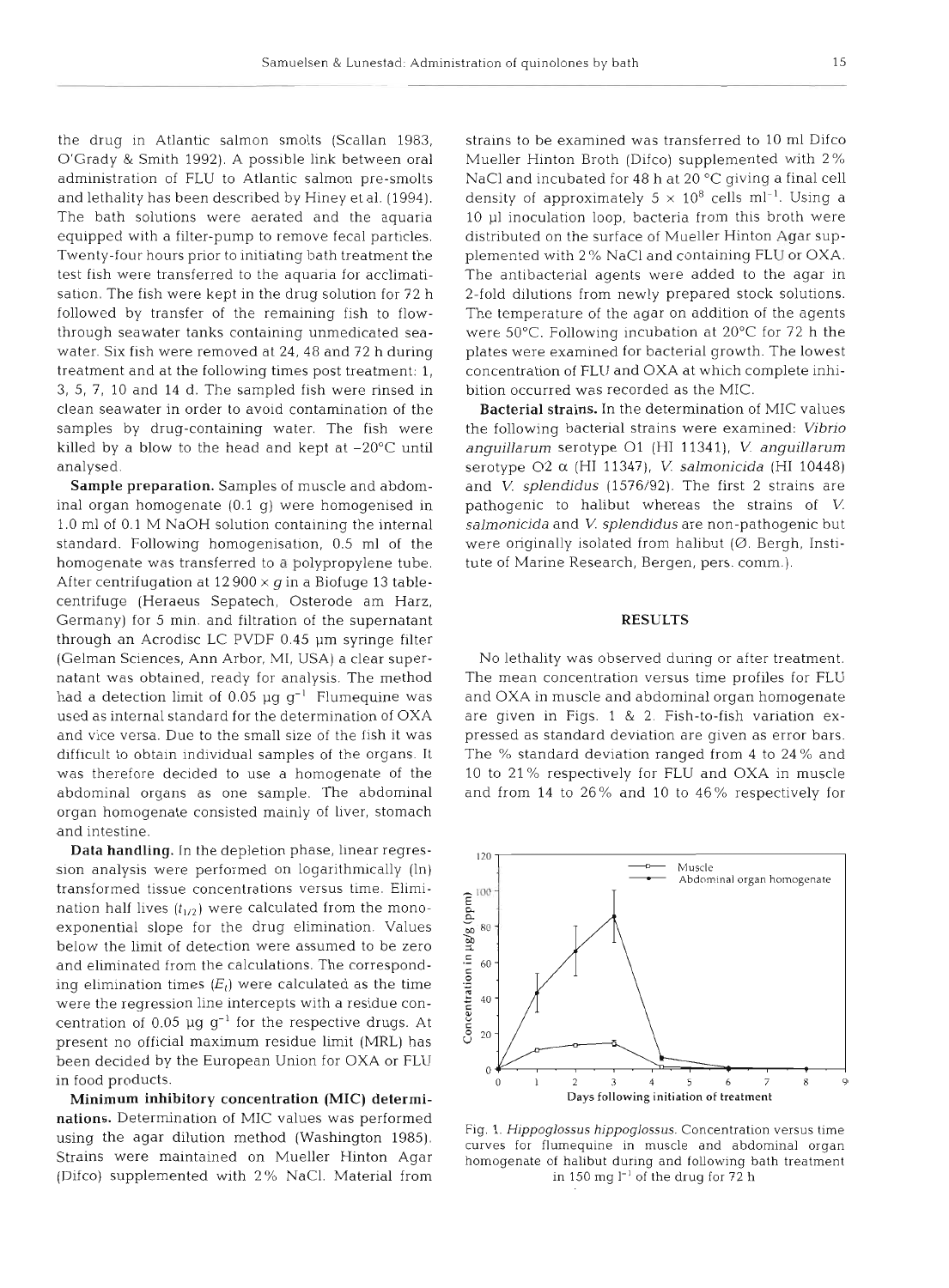the drug in Atlantic salmon smolts (Scallan 1983, O'Grady & Smith 1992). A possible link between oral administration of FLU to Atlantic salmon pre-smolts and lethality has been described by Hiney et al. (1994). The bath solutions were aerated and the aquaria equipped with a filter-pump to remove fecal particles. Twenty-four hours prior to initiating bath treatment the test fish were transferred to the aquaria for acclimatisation. The fish were kept in the drug solution for 72 h followed by transfer of the remaining fish to flow-through seawater tanks containing unmedicated seawater. Six fish were removed at 24, 48 and 72 h during treatment and at the following times post treatment: 1, 3, 5, 7, 10 and 14 d. The sampled fish were rinsed in clean seawater in order to avoid contamination of the samples by drug-containing water. The fish were killed by a blow to the head and kept at −20°C until analysed.

**Sample preparation.** Samples of muscle and abdominal organ homogenate (0.1 g) were homogenised in 1.0 ml of 0.1 M NaOH solution containing the internal standard. Following homogenisation, 0.5 ml of the homogenate was transferred to a polypropylene tube. After centrifugation at 12 900 × *g* in a Biofuge 13 table-centrifuge (Heraeus Sepatech, Osterode am Harz, Germany) for 5 min. and filtration of the supernatant through an Acrodisc LC PVDF 0.45 µm syringe filter (Gelman Sciences, Ann Arbor, MI, USA) a clear supernatant was obtained, ready for analysis. The method had a detection limit of 0.05 µg $g^{-1}$. Flumequine was used as internal standard for the determination of OXA and vice versa. Due to the small size of the fish it was difficult to obtain individual samples of the organs. It was therefore decided to use a homogenate of the abdominal organs as one sample. The abdominal organ homogenate consisted mainly of liver, stomach and intestine.

**Data handling.** In the depletion phase, linear regression analysis were performed on logarithmically (ln) transformed tissue concentrations versus time. Elimination half lives ($t_{1/2}$) were calculated from the monoexponential slope for the drug elimination. Values below the limit of detection were assumed to be zero and eliminated from the calculations. The corresponding elimination times ($E_t$) were calculated as the time were the regression line intercepts with a residue concentration of 0.05 µg $g^{-1}$ for the respective drugs. At present no official maximum residue limit (MRL) has been decided by the European Union for OXA or FLU in food products.

**Minimum inhibitory concentration (MIC) determinations.** Determination of MIC values was performed using the agar dilution method (Washington 1985). Strains were maintained on Mueller Hinton Agar (Difco) supplemented with 2% NaCl. Material from strains to be examined was transferred to 10 ml Difco Mueller Hinton Broth (Difco) supplemented with 2% NaCl and incubated for 48 h at 20 °C giving a final cell density of approximately 5 × $10^8$ cells $ml^{-1}$. Using a 10 µl inoculation loop, bacteria from this broth were distributed on the surface of Mueller Hinton Agar supplemented with 2% NaCl and containing FLU or OXA. The antibacterial agents were added to the agar in 2-fold dilutions from newly prepared stock solutions. The temperature of the agar on addition of the agents were 50°C. Following incubation at 20°C for 72 h the plates were examined for bacterial growth. The lowest concentration of FLU and OXA at which complete inhibition occurred was recorded as the MIC.

**Bacterial strains.** In the determination of MIC values the following bacterial strains were examined: *Vibrio anguillarum* serotype O1 (HI 11341), *V. anguillarum* serotype O2 α (HI 11347), *V. salmonicida* (HI 10448) and *V. splendidus* (1576/92). The first 2 strains are pathogenic to halibut whereas the strains of *V. salmonicida* and *V. splendidus* are non-pathogenic but were originally isolated from halibut (Ø. Bergh, Institute of Marine Research, Bergen, pers. comm.).

## RESULTS

No lethality was observed during or after treatment. The mean concentration versus time profiles for FLU and OXA in muscle and abdominal organ homogenate are given in Figs. 1 & 2. Fish-to-fish variation expressed as standard deviation are given as error bars. The % standard deviation ranged from 4 to 24% and 10 to 21% respectively for FLU and OXA in muscle and from 14 to 26% and 10 to 46% respectively for

Fig. 1. *Hippoglossus hippoglossus*. Concentration versus time curves for flumequine in muscle and abdominal organ homogenate of halibut during and following bath treatment in 150 mg $l^{-1}$ of the drug for 72 h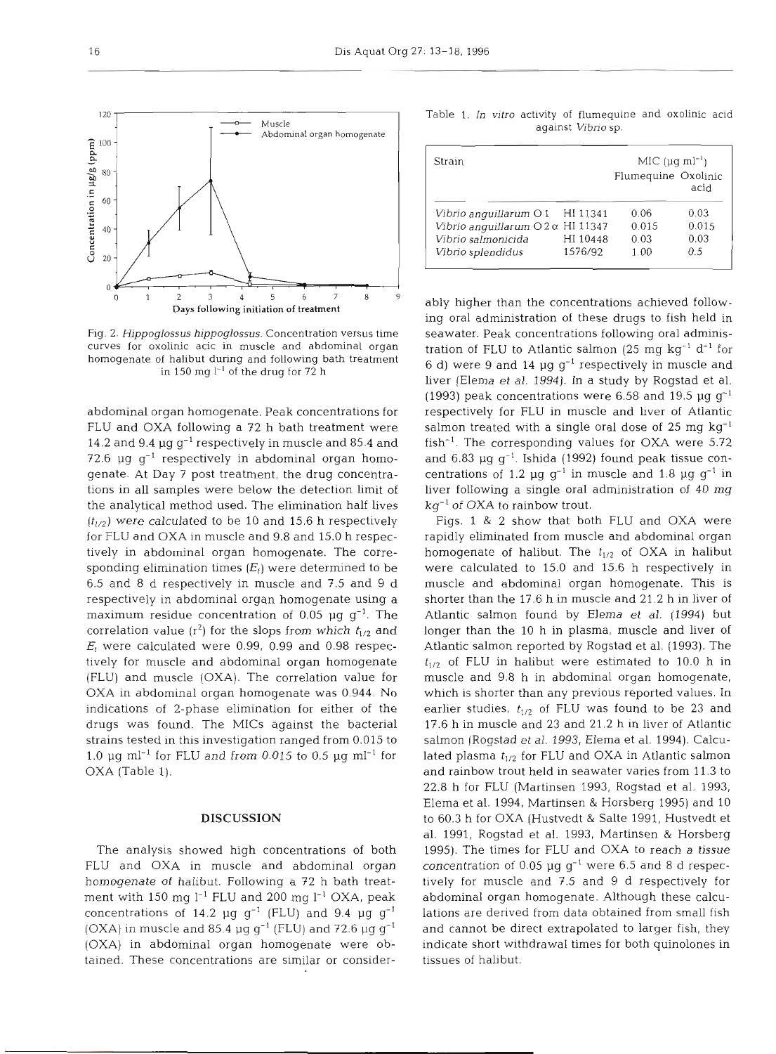Fig. 2. *Hippoglossus hippoglossus*. Concentration versus time curves for oxolinic acic in muscle and abdominal organ homogenate of halibut during and following bath treatment in 150 mg $l^{-1}$ of the drug for 72 h

abdominal organ homogenate. Peak concentrations for FLU and OXA following a 72 h bath treatment were 14.2 and 9.4 µg $g^{-1}$ respectively in muscle and 85.4 and 72.6 µg $g^{-1}$ respectively in abdominal organ homogenate. At Day 7 post treatment, the drug concentrations in all samples were below the detection limit of the analytical method used. The elimination half lives ($t_{1/2}$) were calculated to be 10 and 15.6 h respectively for FLU and OXA in muscle and 9.8 and 15.0 h respectively in abdominal organ homogenate. The corresponding elimination times ($E_t$) were determined to be 6.5 and 8 d respectively in muscle and 7.5 and 9 d respectively in abdominal organ homogenate using a maximum residue concentration of 0.05 µg $g^{-1}$. The correlation value ($r^2$) for the slops from which $t_{1/2}$ and $E_t$ were calculated were 0.99, 0.99 and 0.98 respectively for muscle and abdominal organ homogenate (FLU) and muscle (OXA). The correlation value for OXA in abdominal organ homogenate was 0.944. No indications of 2-phase elimination for either of the drugs was found. The MICs against the bacterial strains tested in this investigation ranged from 0.015 to 1.0 µg $ml^{-1}$ for FLU and from 0.015 to 0.5 µg $ml^{-1}$ for OXA (Table 1).

## DISCUSSION

The analysis showed high concentrations of both FLU and OXA in muscle and abdominal organ homogenate of halibut. Following a 72 h bath treatment with 150 mg $l^{-1}$ FLU and 200 mg $l^{-1}$ OXA, peak concentrations of 14.2 µg $g^{-1}$ (FLU) and 9.4 µg $g^{-1}$ (OXA) in muscle and 85.4 µg $g^{-1}$ (FLU) and 72.6 µg $g^{-1}$ (OXA) in abdominal organ homogenate were obtained. These concentrations are similar or considerably higher than the concentrations achieved following oral administration of these drugs to fish held in seawater. Peak concentrations following oral administration of FLU to Atlantic salmon (25 mg $kg^{-1}$ $d^{-1}$ for 6 d) were 9 and 14 µg $g^{-1}$ respectively in muscle and liver (Elema et al. 1994). In a study by Rogstad et al. (1993) peak concentrations were 6.58 and 19.5 µg $g^{-1}$ respectively for FLU in muscle and liver of Atlantic salmon treated with a single oral dose of 25 mg $kg^{-1}$ $fish^{-1}$. The corresponding values for OXA were 5.72 and 6.83 µg $g^{-1}$. Ishida (1992) found peak tissue concentrations of 1.2 µg $g^{-1}$ in muscle and 1.8 µg $g^{-1}$ in liver following a single oral administration of 40 mg $kg^{-1}$ of OXA to rainbow trout.

Figs. 1 & 2 show that both FLU and OXA were rapidly eliminated from muscle and abdominal organ homogenate of halibut. The $t_{1/2}$ of OXA in halibut were calculated to 15.0 and 15.6 h respectively in muscle and abdominal organ homogenate. This is shorter than the 17.6 h in muscle and 21.2 h in liver of Atlantic salmon found by Elema et al. (1994) but longer than the 10 h in plasma, muscle and liver of Atlantic salmon reported by Rogstad et al. (1993). The $t_{1/2}$ of FLU in halibut were estimated to 10.0 h in muscle and 9.8 h in abdominal organ homogenate, which is shorter than any previous reported values. In earlier studies, $t_{1/2}$ of FLU was found to be 23 and 17.6 h in muscle and 23 and 21.2 h in liver of Atlantic salmon (Rogstad et al. 1993, Elema et al. 1994). Calculated plasma $t_{1/2}$ for FLU and OXA in Atlantic salmon and rainbow trout held in seawater varies from 11.3 to 22.8 h for FLU (Martinsen 1993, Rogstad et al. 1993, Elema et al. 1994, Martinsen & Horsberg 1995) and 10 to 60.3 h for OXA (Hustvedt & Salte 1991, Hustvedt et al. 1991, Rogstad et al. 1993, Martinsen & Horsberg 1995). The times for FLU and OXA to reach a tissue concentration of 0.05 µg $g^{-1}$ were 6.5 and 8 d respectively for muscle and 7.5 and 9 d respectively for abdominal organ homogenate. Although these calculations are derived from data obtained from small fish and cannot be direct extrapolated to larger fish, they indicate short withdrawal times for both quinolones in tissues of halibut.

Table 1. *In vitro* activity of flumequine and oxolinic acid against *Vibrio* sp.

| Strain | | MIC (µg $ml^{-1}$) | |
|---|---|---|---|
| | | Flumequine | Oxolinic acid |
| *Vibrio anguillarum* O 1 | HI 11341 | 0.06 | 0.03 |
| *Vibrio anguillarum* O 2 α | HI 11347 | 0.015 | 0.015 |
| *Vibrio salmonicida* | HI 10448 | 0.03 | 0.03 |
| *Vibrio splendidus* | 1576/92 | 1.00 | 0.5 |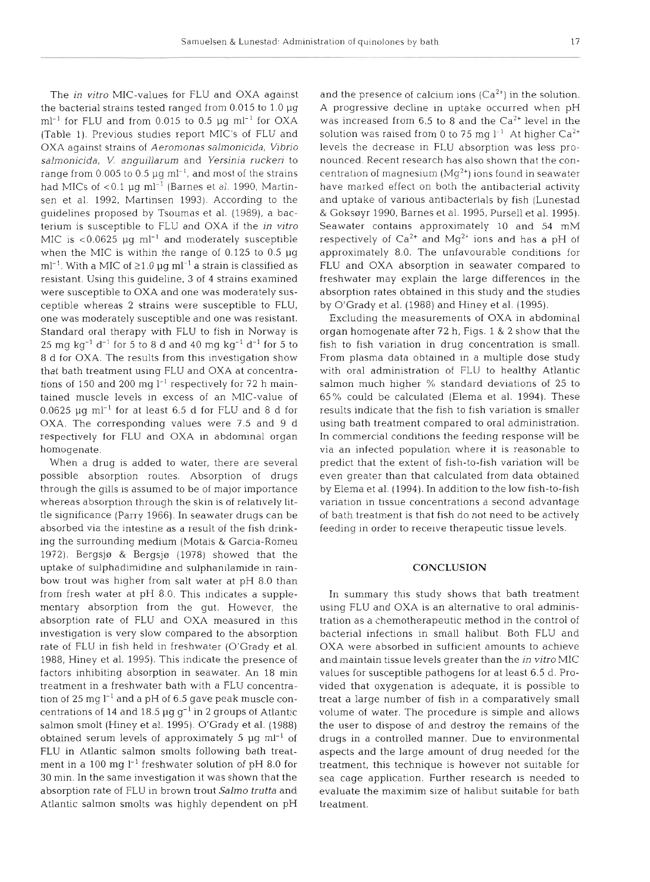The *in vitro* MIC-values for FLU and OXA against the bacterial strains tested ranged from 0.015 to 1.0 µg $ml^{-1}$ for FLU and from 0.015 to 0.5 µg $ml^{-1}$ for OXA (Table 1). Previous studies report MIC's of FLU and OXA against strains of *Aeromonas salmonicida*, *Vibrio salmonicida*, *V. anguillarum* and *Yersinia ruckeri* to range from 0.005 to 0.5 µg $ml^{-1}$, and most of the strains had MICs of <0.1 µg $ml^{-1}$ (Barnes et al. 1990, Martinsen et al. 1992, Martinsen 1993). According to the guidelines proposed by Tsoumas et al. (1989), a bacterium is susceptible to FLU and OXA if the *in vitro* MIC is <0.0625 µg $ml^{-1}$ and moderately susceptible when the MIC is within the range of 0.125 to 0.5 µg $ml^{-1}$. With a MIC of ≥1.0 µg $ml^{-1}$ a strain is classified as resistant. Using this guideline, 3 of 4 strains examined were susceptible to OXA and one was moderately susceptible whereas 2 strains were susceptible to FLU, one was moderately susceptible and one was resistant. Standard oral therapy with FLU to fish in Norway is 25 mg $kg^{-1}$ $d^{-1}$ for 5 to 8 d and 40 mg $kg^{-1}$ $d^{-1}$ for 5 to 8 d for OXA. The results from this investigation show that bath treatment using FLU and OXA at concentrations of 150 and 200 mg $l^{-1}$ respectively for 72 h maintained muscle levels in excess of an MIC-value of 0.0625 µg $ml^{-1}$ for at least 6.5 d for FLU and 8 d for OXA. The corresponding values were 7.5 and 9 d respectively for FLU and OXA in abdominal organ homogenate.

When a drug is added to water, there are several possible absorption routes. Absorption of drugs through the gills is assumed to be of major importance whereas absorption through the skin is of relatively little significance (Parry 1966). In seawater drugs can be absorbed via the intestine as a result of the fish drinking the surrounding medium (Motais & Garcia-Romeu 1972). Bergsjø & Bergsjø (1978) showed that the uptake of sulphadimidine and sulphanilamide in rainbow trout was higher from salt water at pH 8.0 than from fresh water at pH 8.0. This indicates a supplementary absorption from the gut. However, the absorption rate of FLU and OXA measured in this investigation is very slow compared to the absorption rate of FLU in fish held in freshwater (O'Grady et al. 1988, Hiney et al. 1995). This indicate the presence of factors inhibiting absorption in seawater. An 18 min treatment in a freshwater bath with a FLU concentration of 25 mg $l^{-1}$ and a pH of 6.5 gave peak muscle concentrations of 14 and 18.5 µg $g^{-1}$ in 2 groups of Atlantic salmon smolt (Hiney et al. 1995). O'Grady et al. (1988) obtained serum levels of approximately 5 µg $ml^{-1}$ of FLU in Atlantic salmon smolts following bath treatment in a 100 mg $l^{-1}$ freshwater solution of pH 8.0 for 30 min. In the same investigation it was shown that the absorption rate of FLU in brown trout *Salmo trutta* and Atlantic salmon smolts was highly dependent on pH and the presence of calcium ions ($Ca^{2+}$) in the solution. A progressive decline in uptake occurred when pH was increased from 6.5 to 8 and the $Ca^{2+}$ level in the solution was raised from 0 to 75 mg $l^{-1}$. At higher $Ca^{2+}$ levels the decrease in FLU absorption was less pronounced. Recent research has also shown that the concentration of magnesium ($Mg^{2+}$) ions found in seawater have marked effect on both the antibacterial activity and uptake of various antibacterials by fish (Lunestad & Goksøyr 1990, Barnes et al. 1995, Pursell et al. 1995). Seawater contains approximately 10 and 54 mM respectively of $Ca^{2+}$ and $Mg^{2+}$ ions and has a pH of approximately 8.0. The unfavourable conditions for FLU and OXA absorption in seawater compared to freshwater may explain the large differences in the absorption rates obtained in this study and the studies by O'Grady et al. (1988) and Hiney et al. (1995).

Excluding the measurements of OXA in abdominal organ homogenate after 72 h, Figs. 1 & 2 show that the fish to fish variation in drug concentration is small. From plasma data obtained in a multiple dose study with oral administration of FLU to healthy Atlantic salmon much higher % standard deviations of 25 to 65% could be calculated (Elema et al. 1994). These results indicate that the fish to fish variation is smaller using bath treatment compared to oral administration. In commercial conditions the feeding response will be via an infected population where it is reasonable to predict that the extent of fish-to-fish variation will be even greater than that calculated from data obtained by Elema et al. (1994). In addition to the low fish-to-fish variation in tissue concentrations a second advantage of bath treatment is that fish do not need to be actively feeding in order to receive therapeutic tissue levels.

## CONCLUSION

In summary this study shows that bath treatment using FLU and OXA is an alternative to oral administration as a chemotherapeutic method in the control of bacterial infections in small halibut. Both FLU and OXA were absorbed in sufficient amounts to achieve and maintain tissue levels greater than the *in vitro* MIC values for susceptible pathogens for at least 6.5 d. Provided that oxygenation is adequate, it is possible to treat a large number of fish in a comparatively small volume of water. The procedure is simple and allows the user to dispose of and destroy the remains of the drugs in a controlled manner. Due to environmental aspects and the large amount of drug needed for the treatment, this technique is however not suitable for sea cage application. Further research is needed to evaluate the maximim size of halibut suitable for bath treatment.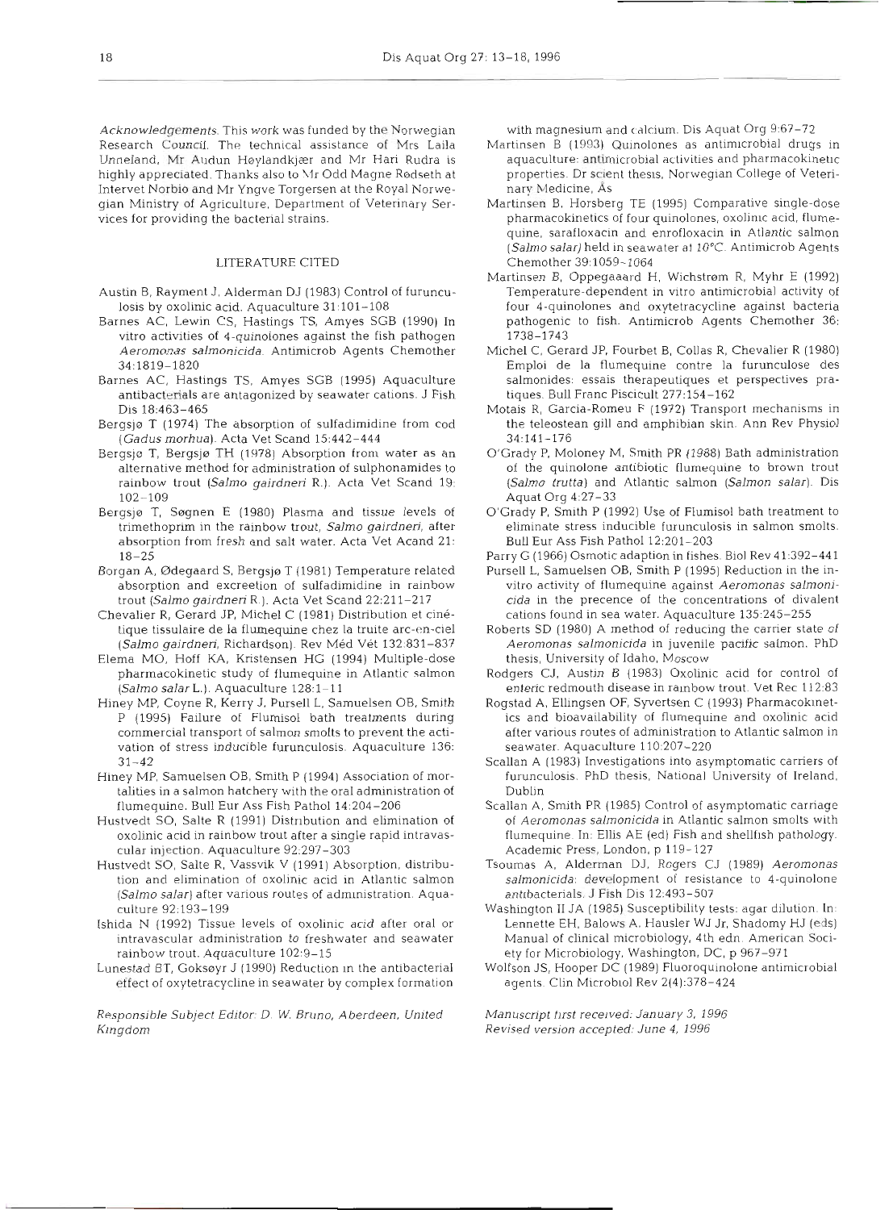*Acknowledgements.* This work was funded by the Norwegian Research Council. The technical assistance of Mrs Laila Unneland, Mr Audun Høylandkjær and Mr Hari Rudra is highly appreciated. Thanks also to Mr Odd Magne Rødseth at Intervet Norbio and Mr Yngve Torgersen at the Royal Norwegian Ministry of Agriculture, Department of Veterinary Services for providing the bacterial strains.

## LITERATURE CITED

Austin B, Rayment J, Alderman DJ (1983) Control of furunculosis by oxolinic acid. Aquaculture 31:101–108

Barnes AC, Lewin CS, Hastings TS, Amyes SGB (1990) In vitro activities of 4-quinolones against the fish pathogen *Aeromonas salmonicida*. Antimicrob Agents Chemother 34:1819–1820

Barnes AC, Hastings TS, Amyes SGB (1995) Aquaculture antibacterials are antagonized by seawater cations. J Fish Dis 18:463–465

Bergsjø T (1974) The absorption of sulfadimidine from cod (*Gadus morhua*). Acta Vet Scand 15:442–444

Bergsjø T, Bergsjø TH (1978) Absorption from water as an alternative method for administration of sulphonamides to rainbow trout (*Salmo gairdneri* R.). Acta Vet Scand 19: 102–109

Bergsjø T, Søgnen E (1980) Plasma and tissue levels of trimethoprim in the rainbow trout, *Salmo gairdneri*, after absorption from fresh and salt water. Acta Vet Acand 21: 18–25

Borgan A, Ødegaard S, Bergsjø T (1981) Temperature related absorption and excreetion of sulfadimidine in rainbow trout (*Salmo gairdneri* R.). Acta Vet Scand 22:211–217

Chevalier R, Gerard JP, Michel C (1981) Distribution et cinétique tissulaire de la flumequine chez la truite arc-en-ciel (*Salmo gairdneri*, Richardson). Rev Méd Vét 132:831–837

Elema MO, Hoff KA, Kristensen HG (1994) Multiple-dose pharmacokinetic study of flumequine in Atlantic salmon (*Salmo salar* L.). Aquaculture 128:1–11

Hiney MP, Coyne R, Kerry J, Pursell L, Samuelsen OB, Smith P (1995) Failure of Flumisol bath treatments during commercial transport of salmon smolts to prevent the activation of stress inducible furunculosis. Aquaculture 136: 31–42

Hiney MP, Samuelsen OB, Smith P (1994) Association of mortalities in a salmon hatchery with the oral administration of flumequine. Bull Eur Ass Fish Pathol 14:204–206

Hustvedt SO, Salte R (1991) Distribution and elimination of oxolinic acid in rainbow trout after a single rapid intravascular injection. Aquaculture 92:297–303

Hustvedt SO, Salte R, Vassvik V (1991) Absorption, distribution and elimination of oxolinic acid in Atlantic salmon (*Salmo salar*) after various routes of administration. Aquaculture 92:193–199

Ishida N (1992) Tissue levels of oxolinic acid after oral or intravascular administration to freshwater and seawater rainbow trout. Aquaculture 102:9–15

Lunestad BT, Goksøyr J (1990) Reduction in the antibacterial effect of oxytetracycline in seawater by complex formation with magnesium and calcium. Dis Aquat Org 9:67–72

Martinsen B (1993) Quinolones as antimicrobial drugs in aquaculture: antimicrobial activities and pharmacokinetic properties. Dr scient thesis, Norwegian College of Veterinary Medicine, Ås

Martinsen B, Horsberg TE (1995) Comparative single-dose pharmacokinetics of four quinolones, oxolinic acid, flumequine, sarafloxacin and enrofloxacin in Atlantic salmon (*Salmo salar*) held in seawater at 10°C. Antimicrob Agents Chemother 39:1059–1064

Martinsen B, Oppegaaard H, Wichstrøm R, Myhr E (1992) Temperature-dependent in vitro antimicrobial activity of four 4-quinolones and oxytetracycline against bacteria pathogenic to fish. Antimicrob Agents Chemother 36: 1738–1743

Michel C, Gerard JP, Fourbet B, Collas R, Chevalier R (1980) Emploi de la flumequine contre la furunculose des salmonides: essais therapeutiques et perspectives pratiques. Bull Franc Piscicult 277:154–162

Motais R, Garcia-Romeu F (1972) Transport mechanisms in the teleostean gill and amphibian skin. Ann Rev Physiol 34:141–176

O'Grady P, Moloney M, Smith PR (1988) Bath administration of the quinolone antibiotic flumequine to brown trout (*Salmo trutta*) and Atlantic salmon (*Salmon salar*). Dis Aquat Org 4:27–33

O'Grady P, Smith P (1992) Use of Flumisol bath treatment to eliminate stress inducible furunculosis in salmon smolts. Bull Eur Ass Fish Pathol 12:201–203

Parry G (1966) Osmotic adaption in fishes. Biol Rev 41:392–441

Pursell L, Samuelsen OB, Smith P (1995) Reduction in the in-vitro activity of flumequine against *Aeromonas salmonicida* in the precence of the concentrations of divalent cations found in sea water. Aquaculture 135:245–255

Roberts SD (1980) A method of reducing the carrier state of *Aeromonas salmonicida* in juvenile pacific salmon. PhD thesis, University of Idaho, Moscow

Rodgers CJ, Austin B (1983) Oxolinic acid for control of enteric redmouth disease in rainbow trout. Vet Rec 112:83

Rogstad A, Ellingsen OF, Syvertsen C (1993) Pharmacokinetics and bioavailability of flumequine and oxolinic acid after various routes of administration to Atlantic salmon in seawater. Aquaculture 110:207–220

Scallan A (1983) Investigations into asymptomatic carriers of furunculosis. PhD thesis, National University of Ireland, Dublin

Scallan A, Smith PR (1985) Control of asymptomatic carriage of *Aeromonas salmonicida* in Atlantic salmon smolts with flumequine. In: Ellis AE (ed) Fish and shellfish pathology. Academic Press, London, p 119–127

Tsoumas A, Alderman DJ, Rogers CJ (1989) *Aeromonas salmonicida*: development of resistance to 4-quinolone antibacterials. J Fish Dis 12:493–507

Washington II JA (1985) Susceptibility tests: agar dilution. In: Lennette EH, Balows A, Hausler WJ Jr, Shadomy HJ (eds) Manual of clinical microbiology, 4th edn. American Society for Microbiology, Washington, DC, p 967–971

Wolfson JS, Hooper DC (1989) Fluoroquinolone antimicrobial agents. Clin Microbiol Rev 2(4):378–424

*Responsible Subject Editor: D. W. Bruno, Aberdeen, United Kingdom*

*Manuscript first received: January 3, 1996*
*Revised version accepted: June 4, 1996*